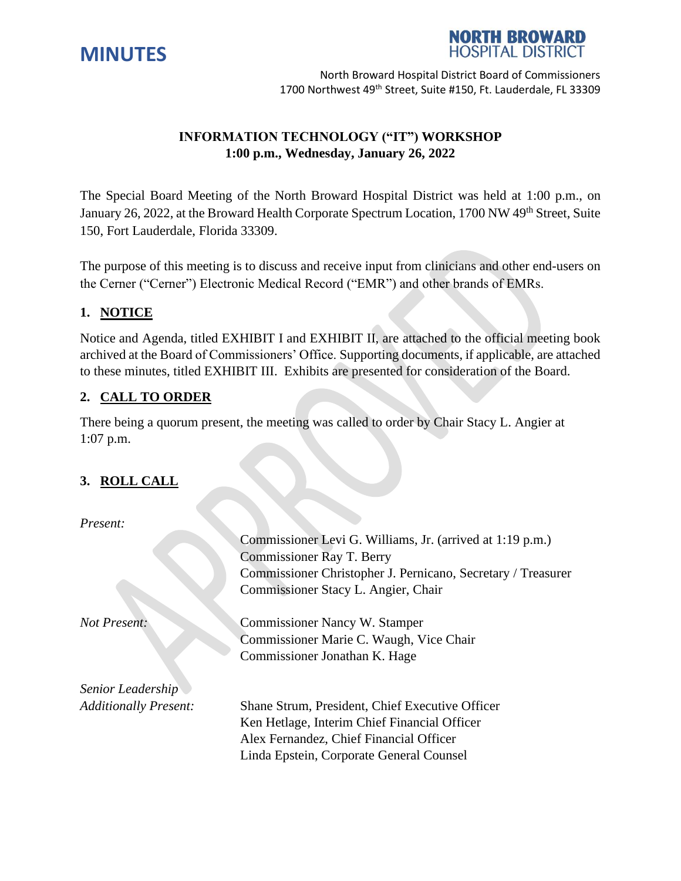# MINUTES

**NORTH BROWARD HOSPITAL DISTRICT**

North Broward Hospital District Board of Commissioners
1700 Northwest 49th Street, Suite #150, Ft. Lauderdale, FL 33309

**INFORMATION TECHNOLOGY ("IT") WORKSHOP**
**1:00 p.m., Wednesday, January 26, 2022**

The Special Board Meeting of the North Broward Hospital District was held at 1:00 p.m., on January 26, 2022, at the Broward Health Corporate Spectrum Location, 1700 NW 49th Street, Suite 150, Fort Lauderdale, Florida 33309.

The purpose of this meeting is to discuss and receive input from clinicians and other end-users on the Cerner ("Cerner") Electronic Medical Record ("EMR") and other brands of EMRs.

## 1. NOTICE

Notice and Agenda, titled EXHIBIT I and EXHIBIT II, are attached to the official meeting book archived at the Board of Commissioners' Office. Supporting documents, if applicable, are attached to these minutes, titled EXHIBIT III. Exhibits are presented for consideration of the Board.

## 2. CALL TO ORDER

There being a quorum present, the meeting was called to order by Chair Stacy L. Angier at 1:07 p.m.

## 3. ROLL CALL

*Present:*

Commissioner Levi G. Williams, Jr. (arrived at 1:19 p.m.)
Commissioner Ray T. Berry
Commissioner Christopher J. Pernicano, Secretary / Treasurer
Commissioner Stacy L. Angier, Chair

*Not Present:*

Commissioner Nancy W. Stamper
Commissioner Marie C. Waugh, Vice Chair
Commissioner Jonathan K. Hage

*Senior Leadership Additionally Present:*

Shane Strum, President, Chief Executive Officer
Ken Hetlage, Interim Chief Financial Officer
Alex Fernandez, Chief Financial Officer
Linda Epstein, Corporate General Counsel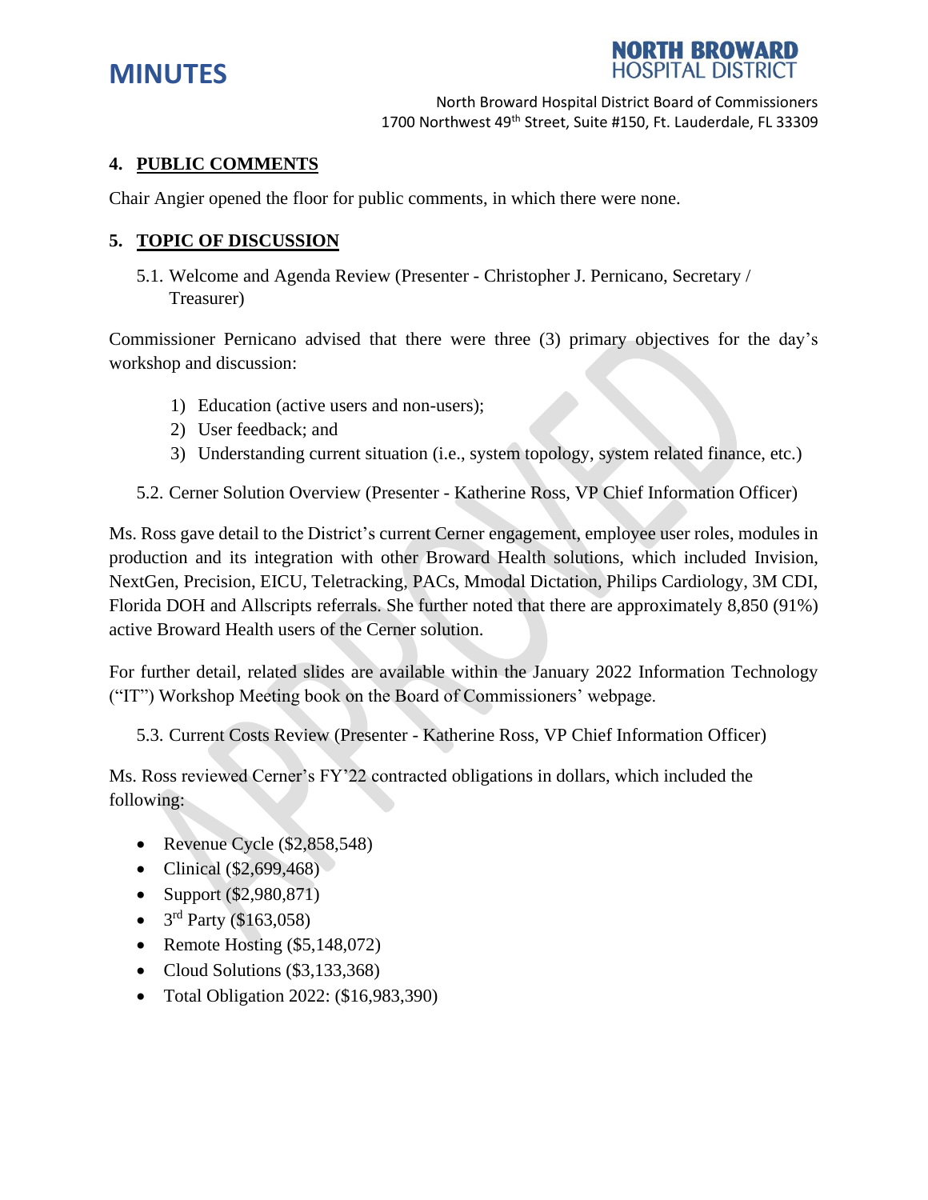## 4. PUBLIC COMMENTS

Chair Angier opened the floor for public comments, in which there were none.

## 5. TOPIC OF DISCUSSION

5.1. Welcome and Agenda Review (Presenter - Christopher J. Pernicano, Secretary / Treasurer)

Commissioner Pernicano advised that there were three (3) primary objectives for the day's workshop and discussion:

1) Education (active users and non-users);
2) User feedback; and
3) Understanding current situation (i.e., system topology, system related finance, etc.)

5.2. Cerner Solution Overview (Presenter - Katherine Ross, VP Chief Information Officer)

Ms. Ross gave detail to the District's current Cerner engagement, employee user roles, modules in production and its integration with other Broward Health solutions, which included Invision, NextGen, Precision, EICU, Teletracking, PACs, Mmodal Dictation, Philips Cardiology, 3M CDI, Florida DOH and Allscripts referrals. She further noted that there are approximately 8,850 (91%) active Broward Health users of the Cerner solution.

For further detail, related slides are available within the January 2022 Information Technology ("IT") Workshop Meeting book on the Board of Commissioners' webpage.

5.3. Current Costs Review (Presenter - Katherine Ross, VP Chief Information Officer)

Ms. Ross reviewed Cerner's FY'22 contracted obligations in dollars, which included the following:

- Revenue Cycle ($2,858,548)
- Clinical ($2,699,468)
- Support ($2,980,871)
- 3rd Party ($163,058)
- Remote Hosting ($5,148,072)
- Cloud Solutions ($3,133,368)
- Total Obligation 2022: ($16,983,390)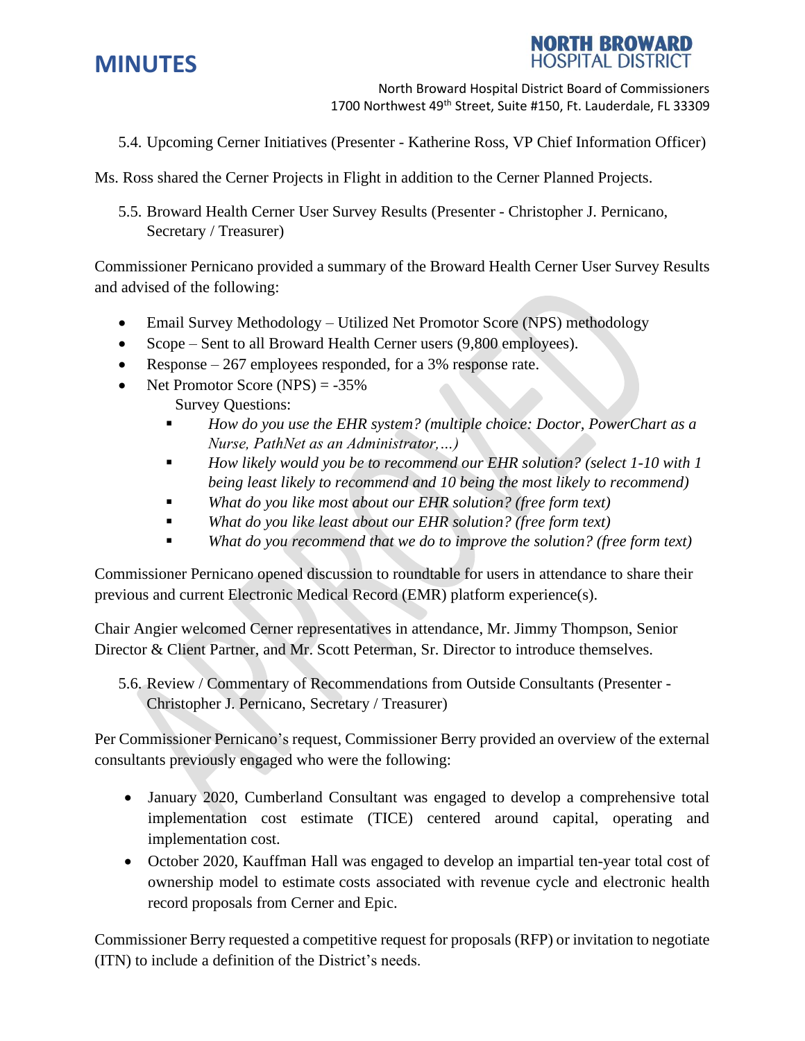5.4. Upcoming Cerner Initiatives (Presenter - Katherine Ross, VP Chief Information Officer)

Ms. Ross shared the Cerner Projects in Flight in addition to the Cerner Planned Projects.

5.5. Broward Health Cerner User Survey Results (Presenter - Christopher J. Pernicano, Secretary / Treasurer)

Commissioner Pernicano provided a summary of the Broward Health Cerner User Survey Results and advised of the following:

- Email Survey Methodology – Utilized Net Promotor Score (NPS) methodology
- Scope – Sent to all Broward Health Cerner users (9,800 employees).
- Response – 267 employees responded, for a 3% response rate.
- Net Promotor Score (NPS) = -35%

  Survey Questions:
  - *How do you use the EHR system? (multiple choice: Doctor, PowerChart as a Nurse, PathNet as an Administrator,…)*
  - *How likely would you be to recommend our EHR solution? (select 1-10 with 1 being least likely to recommend and 10 being the most likely to recommend)*
  - *What do you like most about our EHR solution? (free form text)*
  - *What do you like least about our EHR solution? (free form text)*
  - *What do you recommend that we do to improve the solution? (free form text)*

Commissioner Pernicano opened discussion to roundtable for users in attendance to share their previous and current Electronic Medical Record (EMR) platform experience(s).

Chair Angier welcomed Cerner representatives in attendance, Mr. Jimmy Thompson, Senior Director & Client Partner, and Mr. Scott Peterman, Sr. Director to introduce themselves.

5.6. Review / Commentary of Recommendations from Outside Consultants (Presenter - Christopher J. Pernicano, Secretary / Treasurer)

Per Commissioner Pernicano's request, Commissioner Berry provided an overview of the external consultants previously engaged who were the following:

- January 2020, Cumberland Consultant was engaged to develop a comprehensive total implementation cost estimate (TICE) centered around capital, operating and implementation cost.
- October 2020, Kauffman Hall was engaged to develop an impartial ten-year total cost of ownership model to estimate costs associated with revenue cycle and electronic health record proposals from Cerner and Epic.

Commissioner Berry requested a competitive request for proposals (RFP) or invitation to negotiate (ITN) to include a definition of the District's needs.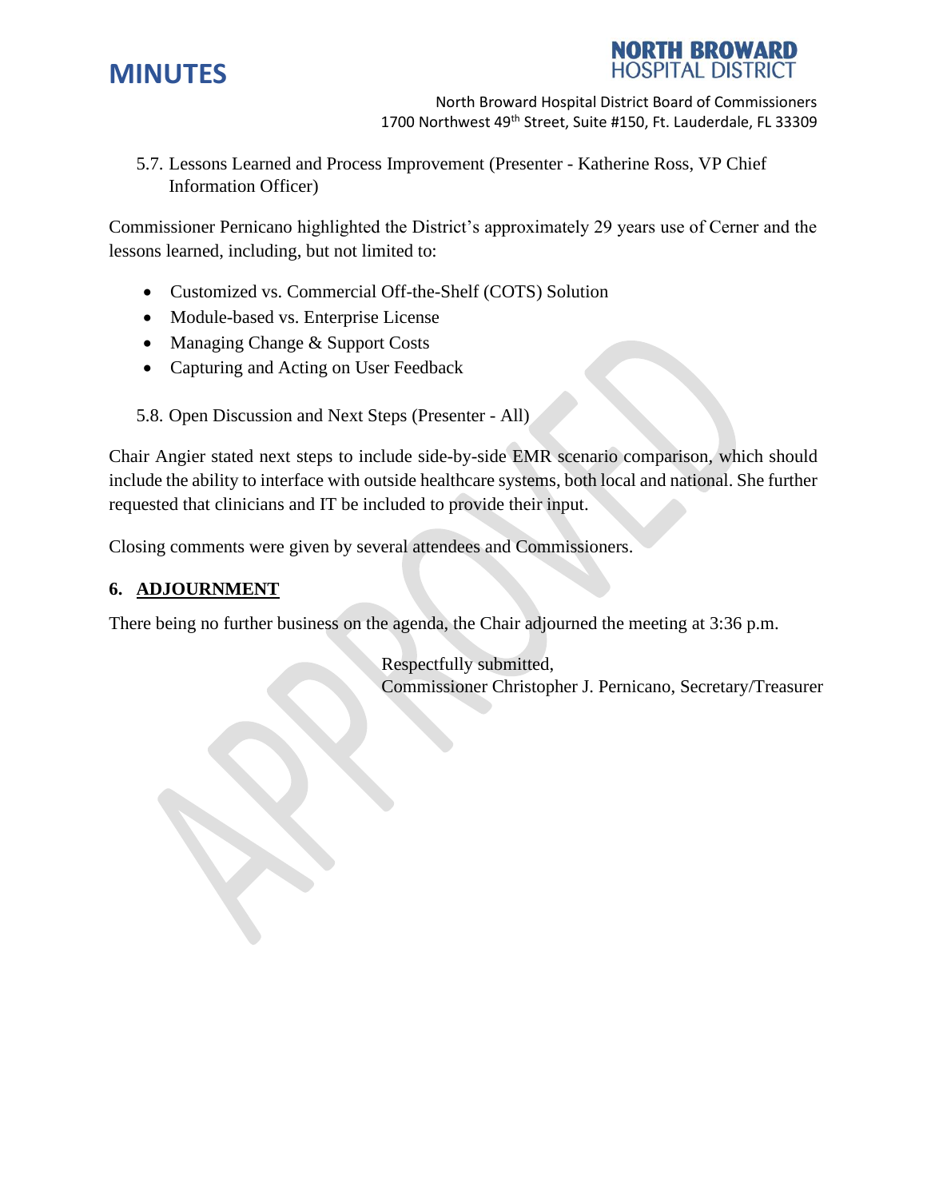5.7. Lessons Learned and Process Improvement (Presenter - Katherine Ross, VP Chief Information Officer)

Commissioner Pernicano highlighted the District's approximately 29 years use of Cerner and the lessons learned, including, but not limited to:

- Customized vs. Commercial Off-the-Shelf (COTS) Solution
- Module-based vs. Enterprise License
- Managing Change & Support Costs
- Capturing and Acting on User Feedback

5.8. Open Discussion and Next Steps (Presenter - All)

Chair Angier stated next steps to include side-by-side EMR scenario comparison, which should include the ability to interface with outside healthcare systems, both local and national. She further requested that clinicians and IT be included to provide their input.

Closing comments were given by several attendees and Commissioners.

## 6. ADJOURNMENT

There being no further business on the agenda, the Chair adjourned the meeting at 3:36 p.m.

Respectfully submitted,
Commissioner Christopher J. Pernicano, Secretary/Treasurer